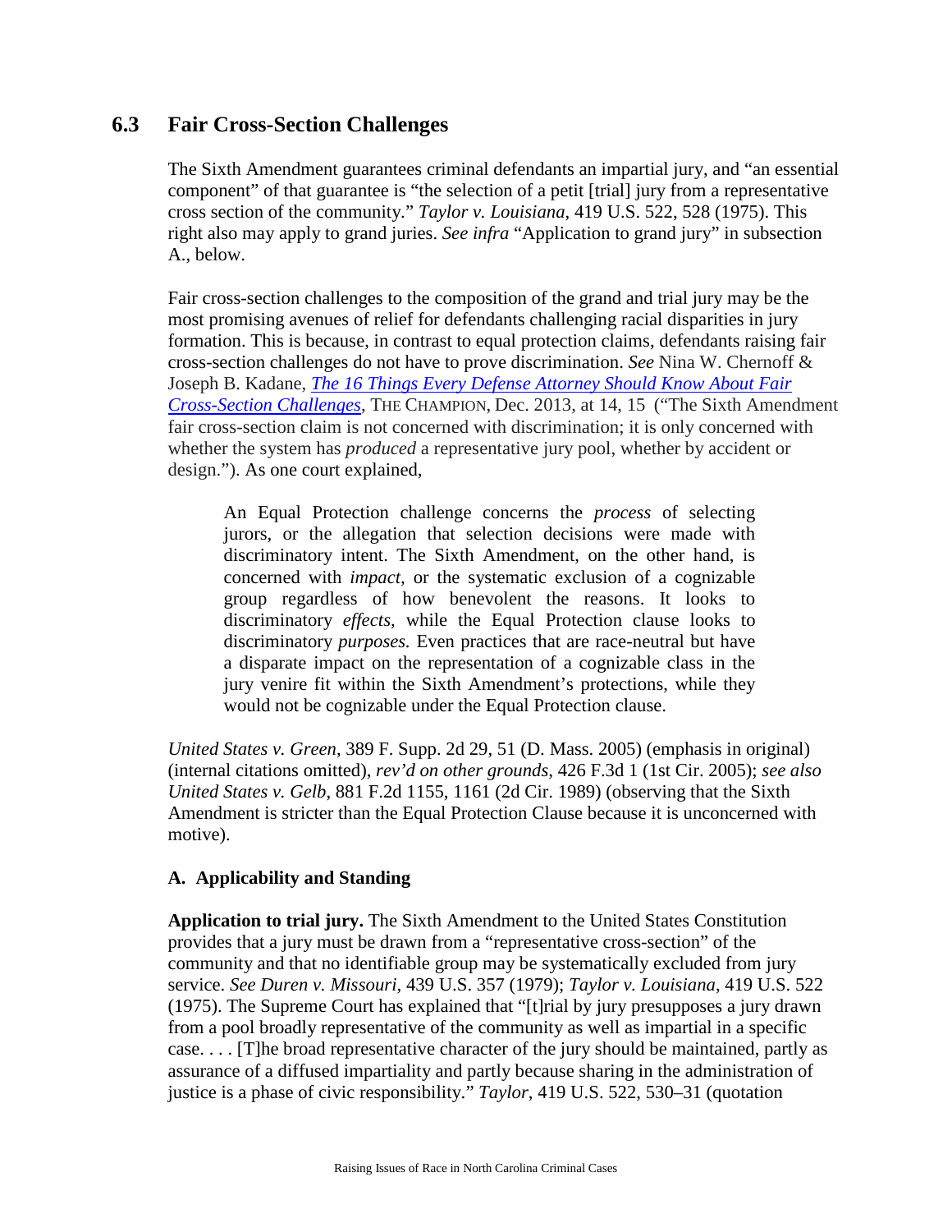## 6.3 Fair Cross-Section Challenges

The Sixth Amendment guarantees criminal defendants an impartial jury, and "an essential component" of that guarantee is "the selection of a petit [trial] jury from a representative cross section of the community." *Taylor v. Louisiana*, 419 U.S. 522, 528 (1975). This right also may apply to grand juries. *See infra* "Application to grand jury" in subsection A., below.

Fair cross-section challenges to the composition of the grand and trial jury may be the most promising avenues of relief for defendants challenging racial disparities in jury formation. This is because, in contrast to equal protection claims, defendants raising fair cross-section challenges do not have to prove discrimination. *See* Nina W. Chernoff & Joseph B. Kadane, ***The 16 Things Every Defense Attorney Should Know About Fair Cross-Section Challenges***, THE CHAMPION, Dec. 2013, at 14, 15 ("The Sixth Amendment fair cross-section claim is not concerned with discrimination; it is only concerned with whether the system has *produced* a representative jury pool, whether by accident or design."). As one court explained,

> An Equal Protection challenge concerns the *process* of selecting jurors, or the allegation that selection decisions were made with discriminatory intent. The Sixth Amendment, on the other hand, is concerned with *impact*, or the systematic exclusion of a cognizable group regardless of how benevolent the reasons. It looks to discriminatory *effects*, while the Equal Protection clause looks to discriminatory *purposes*. Even practices that are race-neutral but have a disparate impact on the representation of a cognizable class in the jury venire fit within the Sixth Amendment's protections, while they would not be cognizable under the Equal Protection clause.

*United States v. Green*, 389 F. Supp. 2d 29, 51 (D. Mass. 2005) (emphasis in original) (internal citations omitted), *rev'd on other grounds*, 426 F.3d 1 (1st Cir. 2005); *see also United States v. Gelb*, 881 F.2d 1155, 1161 (2d Cir. 1989) (observing that the Sixth Amendment is stricter than the Equal Protection Clause because it is unconcerned with motive).

### A. Applicability and Standing

**Application to trial jury.** The Sixth Amendment to the United States Constitution provides that a jury must be drawn from a "representative cross-section" of the community and that no identifiable group may be systematically excluded from jury service. *See Duren v. Missouri*, 439 U.S. 357 (1979); *Taylor v. Louisiana*, 419 U.S. 522 (1975). The Supreme Court has explained that "[t]rial by jury presupposes a jury drawn from a pool broadly representative of the community as well as impartial in a specific case. . . . [T]he broad representative character of the jury should be maintained, partly as assurance of a diffused impartiality and partly because sharing in the administration of justice is a phase of civic responsibility." *Taylor*, 419 U.S. 522, 530–31 (quotation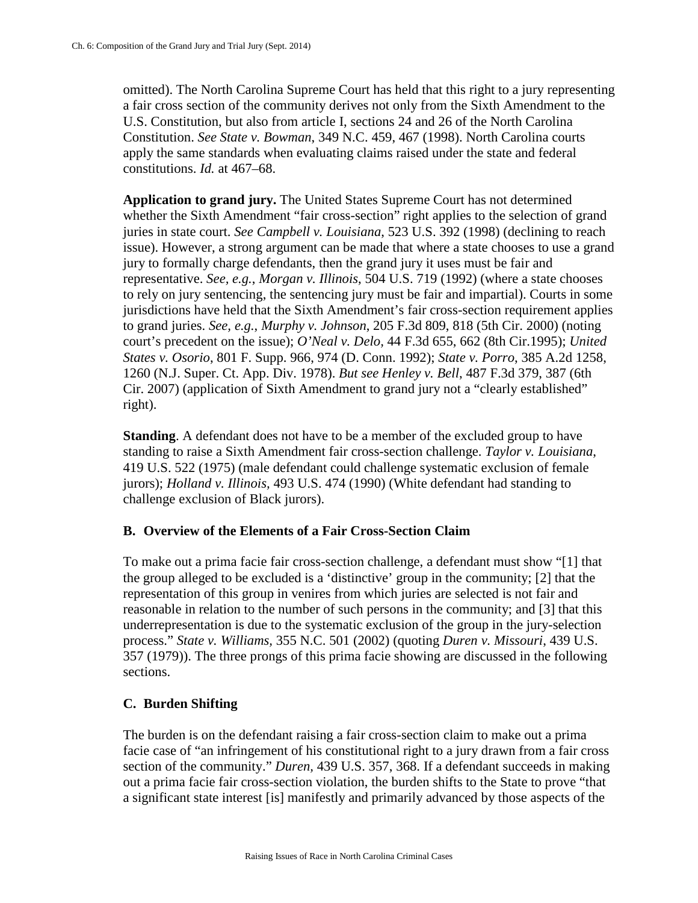omitted). The North Carolina Supreme Court has held that this right to a jury representing a fair cross section of the community derives not only from the Sixth Amendment to the U.S. Constitution, but also from article I, sections 24 and 26 of the North Carolina Constitution. *See State v. Bowman*, 349 N.C. 459, 467 (1998). North Carolina courts apply the same standards when evaluating claims raised under the state and federal constitutions. *Id.* at 467–68.

**Application to grand jury.** The United States Supreme Court has not determined whether the Sixth Amendment "fair cross-section" right applies to the selection of grand juries in state court. *See Campbell v. Louisiana*, 523 U.S. 392 (1998) (declining to reach issue). However, a strong argument can be made that where a state chooses to use a grand jury to formally charge defendants, then the grand jury it uses must be fair and representative. *See, e.g.*, *Morgan v. Illinois*, 504 U.S. 719 (1992) (where a state chooses to rely on jury sentencing, the sentencing jury must be fair and impartial). Courts in some jurisdictions have held that the Sixth Amendment's fair cross-section requirement applies to grand juries. *See, e.g.*, *Murphy v. Johnson*, 205 F.3d 809, 818 (5th Cir. 2000) (noting court's precedent on the issue); *O'Neal v. Delo*, 44 F.3d 655, 662 (8th Cir.1995); *United States v. Osorio*, 801 F. Supp. 966, 974 (D. Conn. 1992); *State v. Porro*, 385 A.2d 1258, 1260 (N.J. Super. Ct. App. Div. 1978). *But see Henley v. Bell*, 487 F.3d 379, 387 (6th Cir. 2007) (application of Sixth Amendment to grand jury not a "clearly established" right).

**Standing**. A defendant does not have to be a member of the excluded group to have standing to raise a Sixth Amendment fair cross-section challenge. *Taylor v. Louisiana*, 419 U.S. 522 (1975) (male defendant could challenge systematic exclusion of female jurors); *Holland v. Illinois*, 493 U.S. 474 (1990) (White defendant had standing to challenge exclusion of Black jurors).

### B. Overview of the Elements of a Fair Cross-Section Claim

To make out a prima facie fair cross-section challenge, a defendant must show "[1] that the group alleged to be excluded is a 'distinctive' group in the community; [2] that the representation of this group in venires from which juries are selected is not fair and reasonable in relation to the number of such persons in the community; and [3] that this underrepresentation is due to the systematic exclusion of the group in the jury-selection process." *State v. Williams*, 355 N.C. 501 (2002) (quoting *Duren v. Missouri*, 439 U.S. 357 (1979)). The three prongs of this prima facie showing are discussed in the following sections.

### C. Burden Shifting

The burden is on the defendant raising a fair cross-section claim to make out a prima facie case of "an infringement of his constitutional right to a jury drawn from a fair cross section of the community." *Duren*, 439 U.S. 357, 368. If a defendant succeeds in making out a prima facie fair cross-section violation, the burden shifts to the State to prove "that a significant state interest [is] manifestly and primarily advanced by those aspects of the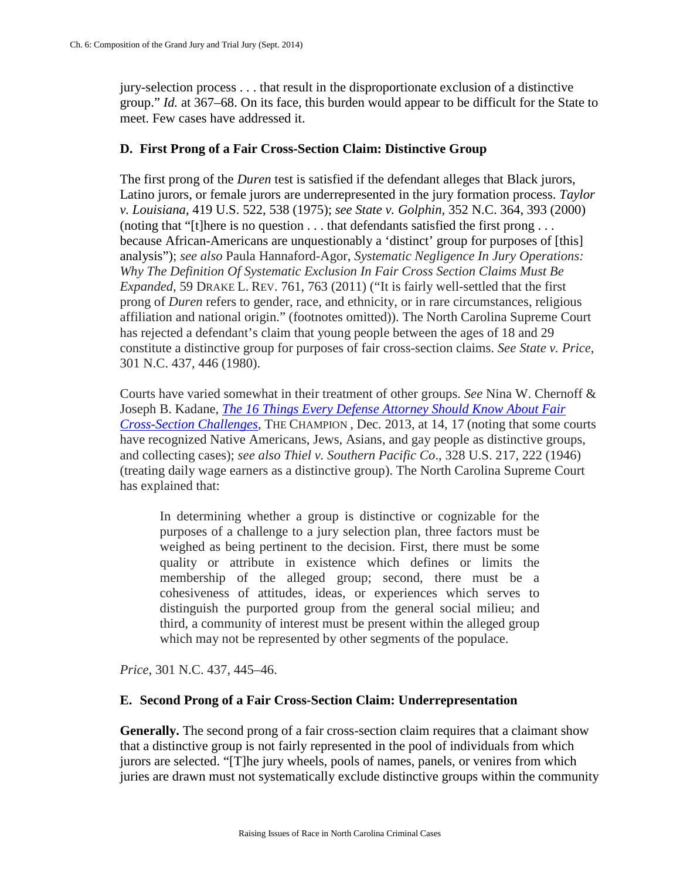jury-selection process . . . that result in the disproportionate exclusion of a distinctive group." *Id.* at 367–68. On its face, this burden would appear to be difficult for the State to meet. Few cases have addressed it.

### D. First Prong of a Fair Cross-Section Claim: Distinctive Group

The first prong of the *Duren* test is satisfied if the defendant alleges that Black jurors, Latino jurors, or female jurors are underrepresented in the jury formation process. *Taylor v. Louisiana*, 419 U.S. 522, 538 (1975); *see State v. Golphin*, 352 N.C. 364, 393 (2000) (noting that "[t]here is no question . . . that defendants satisfied the first prong . . . because African-Americans are unquestionably a 'distinct' group for purposes of [this] analysis"); *see also* Paula Hannaford-Agor, *Systematic Negligence In Jury Operations: Why The Definition Of Systematic Exclusion In Fair Cross Section Claims Must Be Expanded*, 59 DRAKE L. REV. 761, 763 (2011) ("It is fairly well-settled that the first prong of *Duren* refers to gender, race, and ethnicity, or in rare circumstances, religious affiliation and national origin." (footnotes omitted)). The North Carolina Supreme Court has rejected a defendant's claim that young people between the ages of 18 and 29 constitute a distinctive group for purposes of fair cross-section claims. *See State v. Price*, 301 N.C. 437, 446 (1980).

Courts have varied somewhat in their treatment of other groups. *See* Nina W. Chernoff & Joseph B. Kadane, *The 16 Things Every Defense Attorney Should Know About Fair Cross-Section Challenges*, THE CHAMPION , Dec. 2013, at 14, 17 (noting that some courts have recognized Native Americans, Jews, Asians, and gay people as distinctive groups, and collecting cases); *see also Thiel v. Southern Pacific Co*., 328 U.S. 217, 222 (1946) (treating daily wage earners as a distinctive group). The North Carolina Supreme Court has explained that:

> In determining whether a group is distinctive or cognizable for the purposes of a challenge to a jury selection plan, three factors must be weighed as being pertinent to the decision. First, there must be some quality or attribute in existence which defines or limits the membership of the alleged group; second, there must be a cohesiveness of attitudes, ideas, or experiences which serves to distinguish the purported group from the general social milieu; and third, a community of interest must be present within the alleged group which may not be represented by other segments of the populace.

*Price*, 301 N.C. 437, 445–46.

### E. Second Prong of a Fair Cross-Section Claim: Underrepresentation

**Generally.** The second prong of a fair cross-section claim requires that a claimant show that a distinctive group is not fairly represented in the pool of individuals from which jurors are selected. "[T]he jury wheels, pools of names, panels, or venires from which juries are drawn must not systematically exclude distinctive groups within the community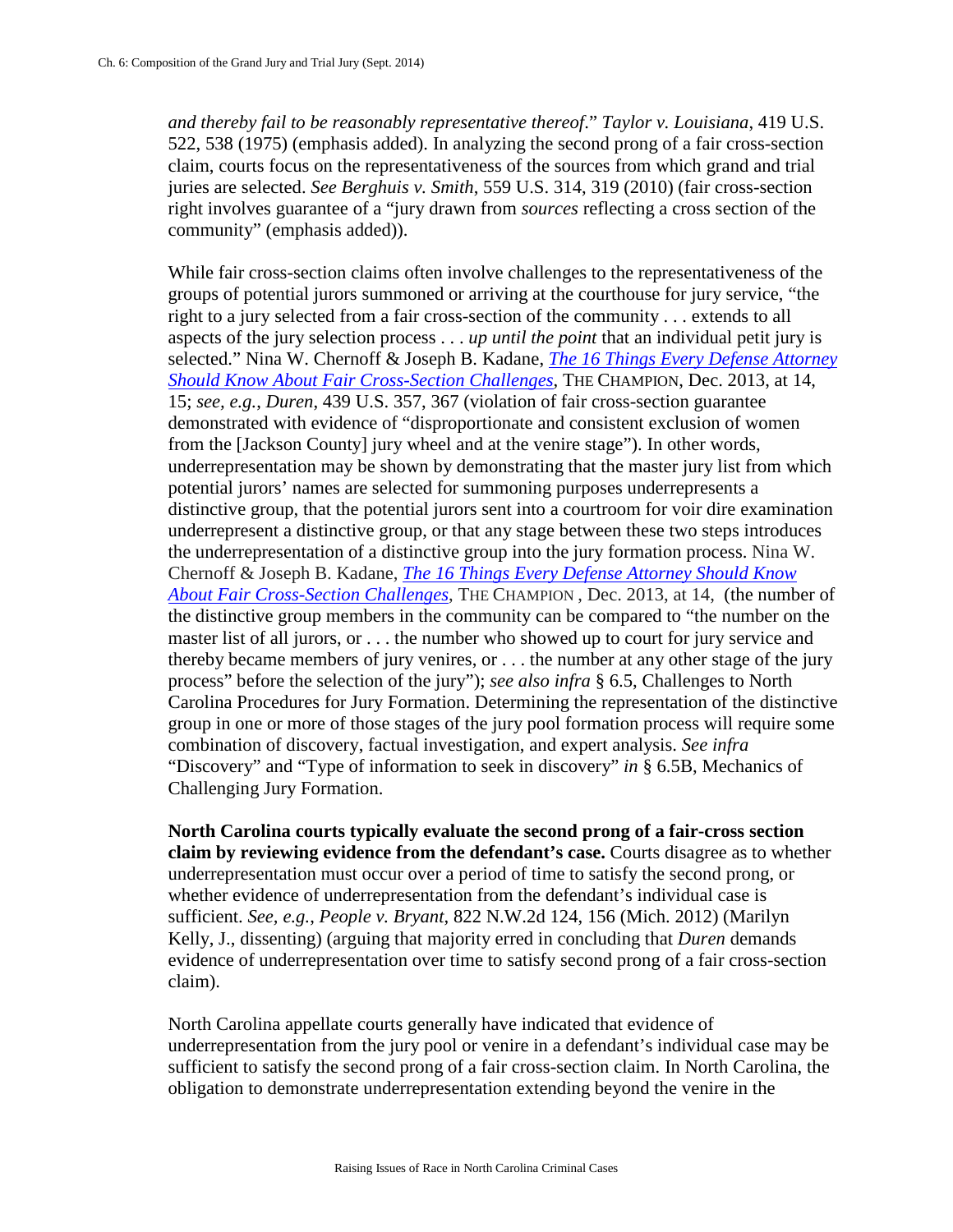*and thereby fail to be reasonably representative thereof*." *Taylor v. Louisiana*, 419 U.S. 522, 538 (1975) (emphasis added). In analyzing the second prong of a fair cross-section claim, courts focus on the representativeness of the sources from which grand and trial juries are selected. *See Berghuis v. Smith*, 559 U.S. 314, 319 (2010) (fair cross-section right involves guarantee of a "jury drawn from *sources* reflecting a cross section of the community" (emphasis added)).

While fair cross-section claims often involve challenges to the representativeness of the groups of potential jurors summoned or arriving at the courthouse for jury service, "the right to a jury selected from a fair cross-section of the community . . . extends to all aspects of the jury selection process . . . *up until the point* that an individual petit jury is selected." Nina W. Chernoff & Joseph B. Kadane, *The 16 Things Every Defense Attorney Should Know About Fair Cross-Section Challenges*, THE CHAMPION, Dec. 2013, at 14, 15; *see, e.g.*, *Duren*, 439 U.S. 357, 367 (violation of fair cross-section guarantee demonstrated with evidence of "disproportionate and consistent exclusion of women from the [Jackson County] jury wheel and at the venire stage"). In other words, underrepresentation may be shown by demonstrating that the master jury list from which potential jurors' names are selected for summoning purposes underrepresents a distinctive group, that the potential jurors sent into a courtroom for voir dire examination underrepresent a distinctive group, or that any stage between these two steps introduces the underrepresentation of a distinctive group into the jury formation process. Nina W. Chernoff & Joseph B. Kadane, *The 16 Things Every Defense Attorney Should Know About Fair Cross-Section Challenges*, THE CHAMPION , Dec. 2013, at 14, (the number of the distinctive group members in the community can be compared to "the number on the master list of all jurors, or . . . the number who showed up to court for jury service and thereby became members of jury venires, or . . . the number at any other stage of the jury process" before the selection of the jury"); *see also infra* § 6.5, Challenges to North Carolina Procedures for Jury Formation. Determining the representation of the distinctive group in one or more of those stages of the jury pool formation process will require some combination of discovery, factual investigation, and expert analysis. *See infra* "Discovery" and "Type of information to seek in discovery" *in* § 6.5B, Mechanics of Challenging Jury Formation.

**North Carolina courts typically evaluate the second prong of a fair-cross section claim by reviewing evidence from the defendant's case.** Courts disagree as to whether underrepresentation must occur over a period of time to satisfy the second prong, or whether evidence of underrepresentation from the defendant's individual case is sufficient. *See, e.g.*, *People v. Bryant*, 822 N.W.2d 124, 156 (Mich. 2012) (Marilyn Kelly, J., dissenting) (arguing that majority erred in concluding that *Duren* demands evidence of underrepresentation over time to satisfy second prong of a fair cross-section claim).

North Carolina appellate courts generally have indicated that evidence of underrepresentation from the jury pool or venire in a defendant's individual case may be sufficient to satisfy the second prong of a fair cross-section claim. In North Carolina, the obligation to demonstrate underrepresentation extending beyond the venire in the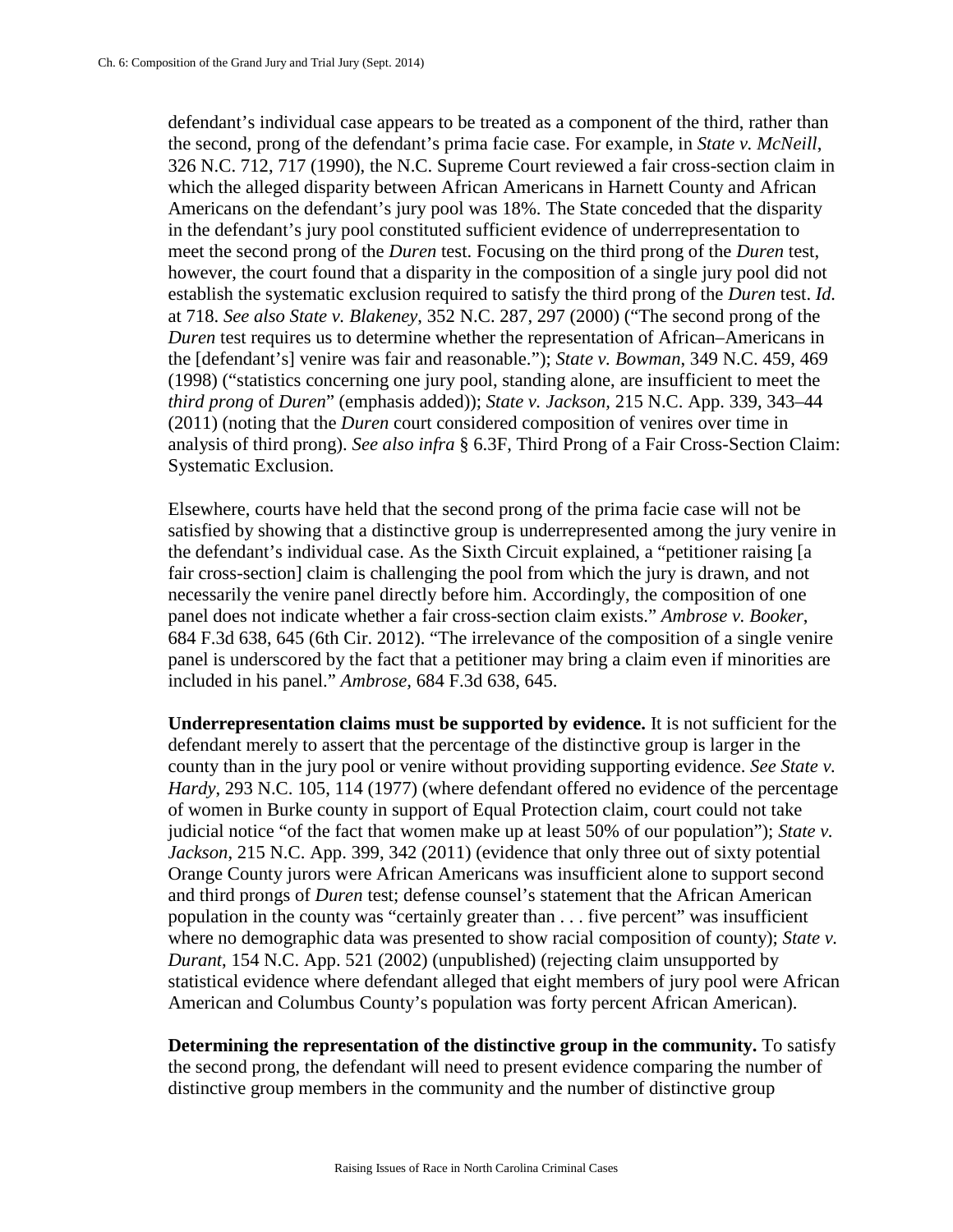defendant's individual case appears to be treated as a component of the third, rather than the second, prong of the defendant's prima facie case. For example, in *State v. McNeill*, 326 N.C. 712, 717 (1990), the N.C. Supreme Court reviewed a fair cross-section claim in which the alleged disparity between African Americans in Harnett County and African Americans on the defendant's jury pool was 18%. The State conceded that the disparity in the defendant's jury pool constituted sufficient evidence of underrepresentation to meet the second prong of the *Duren* test. Focusing on the third prong of the *Duren* test, however, the court found that a disparity in the composition of a single jury pool did not establish the systematic exclusion required to satisfy the third prong of the *Duren* test. *Id.* at 718. *See also State v. Blakeney*, 352 N.C. 287, 297 (2000) ("The second prong of the *Duren* test requires us to determine whether the representation of African–Americans in the [defendant's] venire was fair and reasonable."); *State v. Bowman*, 349 N.C. 459, 469 (1998) ("statistics concerning one jury pool, standing alone, are insufficient to meet the *third prong* of *Duren*" (emphasis added)); *State v. Jackson*, 215 N.C. App. 339, 343–44 (2011) (noting that the *Duren* court considered composition of venires over time in analysis of third prong). *See also infra* § 6.3F, Third Prong of a Fair Cross-Section Claim: Systematic Exclusion.

Elsewhere, courts have held that the second prong of the prima facie case will not be satisfied by showing that a distinctive group is underrepresented among the jury venire in the defendant's individual case. As the Sixth Circuit explained, a "petitioner raising [a fair cross-section] claim is challenging the pool from which the jury is drawn, and not necessarily the venire panel directly before him. Accordingly, the composition of one panel does not indicate whether a fair cross-section claim exists." *Ambrose v. Booker*, 684 F.3d 638, 645 (6th Cir. 2012). "The irrelevance of the composition of a single venire panel is underscored by the fact that a petitioner may bring a claim even if minorities are included in his panel." *Ambrose*, 684 F.3d 638, 645.

**Underrepresentation claims must be supported by evidence.** It is not sufficient for the defendant merely to assert that the percentage of the distinctive group is larger in the county than in the jury pool or venire without providing supporting evidence. *See State v. Hardy*, 293 N.C. 105, 114 (1977) (where defendant offered no evidence of the percentage of women in Burke county in support of Equal Protection claim, court could not take judicial notice "of the fact that women make up at least 50% of our population"); *State v. Jackson*, 215 N.C. App. 399, 342 (2011) (evidence that only three out of sixty potential Orange County jurors were African Americans was insufficient alone to support second and third prongs of *Duren* test; defense counsel's statement that the African American population in the county was "certainly greater than . . . five percent" was insufficient where no demographic data was presented to show racial composition of county); *State v. Durant*, 154 N.C. App. 521 (2002) (unpublished) (rejecting claim unsupported by statistical evidence where defendant alleged that eight members of jury pool were African American and Columbus County's population was forty percent African American).

**Determining the representation of the distinctive group in the community.** To satisfy the second prong, the defendant will need to present evidence comparing the number of distinctive group members in the community and the number of distinctive group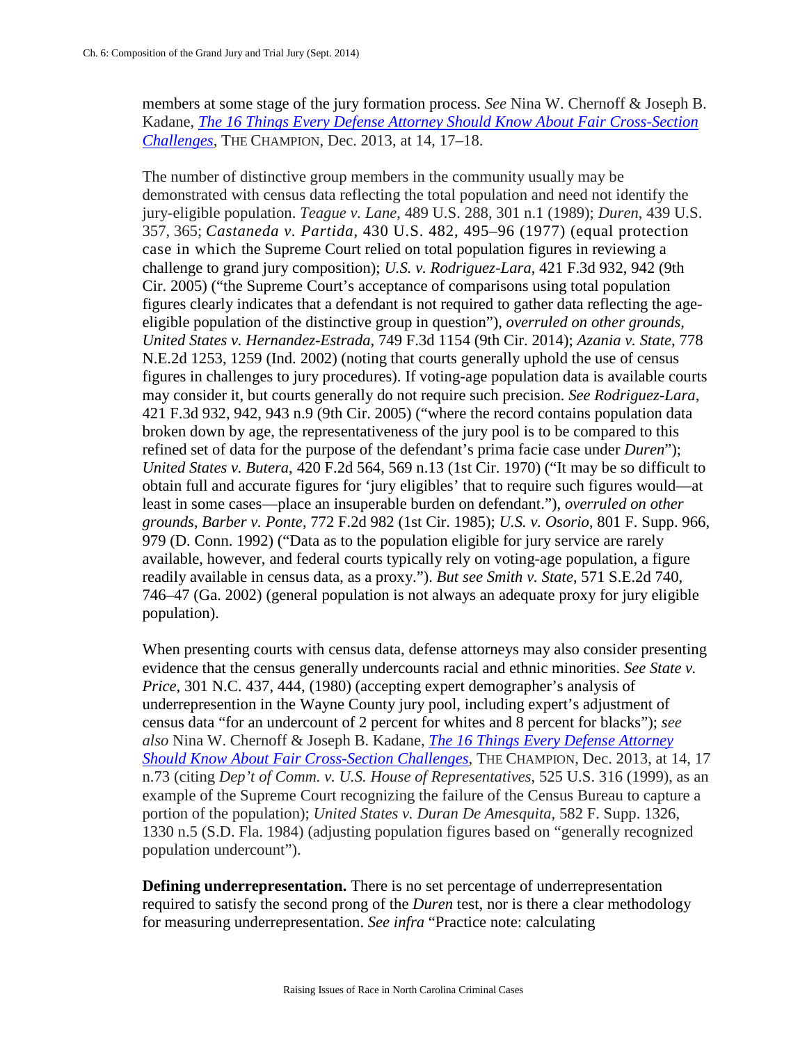members at some stage of the jury formation process. *See* Nina W. Chernoff & Joseph B. Kadane, *The 16 Things Every Defense Attorney Should Know About Fair Cross-Section Challenges*, THE CHAMPION, Dec. 2013, at 14, 17–18.

The number of distinctive group members in the community usually may be demonstrated with census data reflecting the total population and need not identify the jury-eligible population. *Teague v. Lane*, 489 U.S. 288, 301 n.1 (1989); *Duren*, 439 U.S. 357, 365; *Castaneda v. Partida*, 430 U.S. 482, 495–96 (1977) (equal protection case in which the Supreme Court relied on total population figures in reviewing a challenge to grand jury composition); *U.S. v. Rodriguez-Lara*, 421 F.3d 932, 942 (9th Cir. 2005) ("the Supreme Court's acceptance of comparisons using total population figures clearly indicates that a defendant is not required to gather data reflecting the age-eligible population of the distinctive group in question"), *overruled on other grounds*, *United States v. Hernandez-Estrada*, 749 F.3d 1154 (9th Cir. 2014); *Azania v. State*, 778 N.E.2d 1253, 1259 (Ind. 2002) (noting that courts generally uphold the use of census figures in challenges to jury procedures). If voting-age population data is available courts may consider it, but courts generally do not require such precision. *See Rodriguez-Lara*, 421 F.3d 932, 942, 943 n.9 (9th Cir. 2005) ("where the record contains population data broken down by age, the representativeness of the jury pool is to be compared to this refined set of data for the purpose of the defendant's prima facie case under *Duren*"); *United States v. Butera*, 420 F.2d 564, 569 n.13 (1st Cir. 1970) ("It may be so difficult to obtain full and accurate figures for 'jury eligibles' that to require such figures would—at least in some cases—place an insuperable burden on defendant."), *overruled on other grounds*, *Barber v. Ponte*, 772 F.2d 982 (1st Cir. 1985); *U.S. v. Osorio*, 801 F. Supp. 966, 979 (D. Conn. 1992) ("Data as to the population eligible for jury service are rarely available, however, and federal courts typically rely on voting-age population, a figure readily available in census data, as a proxy."). *But see Smith v. State*, 571 S.E.2d 740, 746–47 (Ga. 2002) (general population is not always an adequate proxy for jury eligible population).

When presenting courts with census data, defense attorneys may also consider presenting evidence that the census generally undercounts racial and ethnic minorities. *See State v. Price*, 301 N.C. 437, 444, (1980) (accepting expert demographer's analysis of underrepresention in the Wayne County jury pool, including expert's adjustment of census data "for an undercount of 2 percent for whites and 8 percent for blacks"); *see also* Nina W. Chernoff & Joseph B. Kadane, *The 16 Things Every Defense Attorney Should Know About Fair Cross-Section Challenges*, THE CHAMPION, Dec. 2013, at 14, 17 n.73 (citing *Dep't of Comm. v. U.S. House of Representatives*, 525 U.S. 316 (1999), as an example of the Supreme Court recognizing the failure of the Census Bureau to capture a portion of the population); *United States v. Duran De Amesquita*, 582 F. Supp. 1326, 1330 n.5 (S.D. Fla. 1984) (adjusting population figures based on "generally recognized population undercount").

**Defining underrepresentation.** There is no set percentage of underrepresentation required to satisfy the second prong of the *Duren* test, nor is there a clear methodology for measuring underrepresentation. *See infra* "Practice note: calculating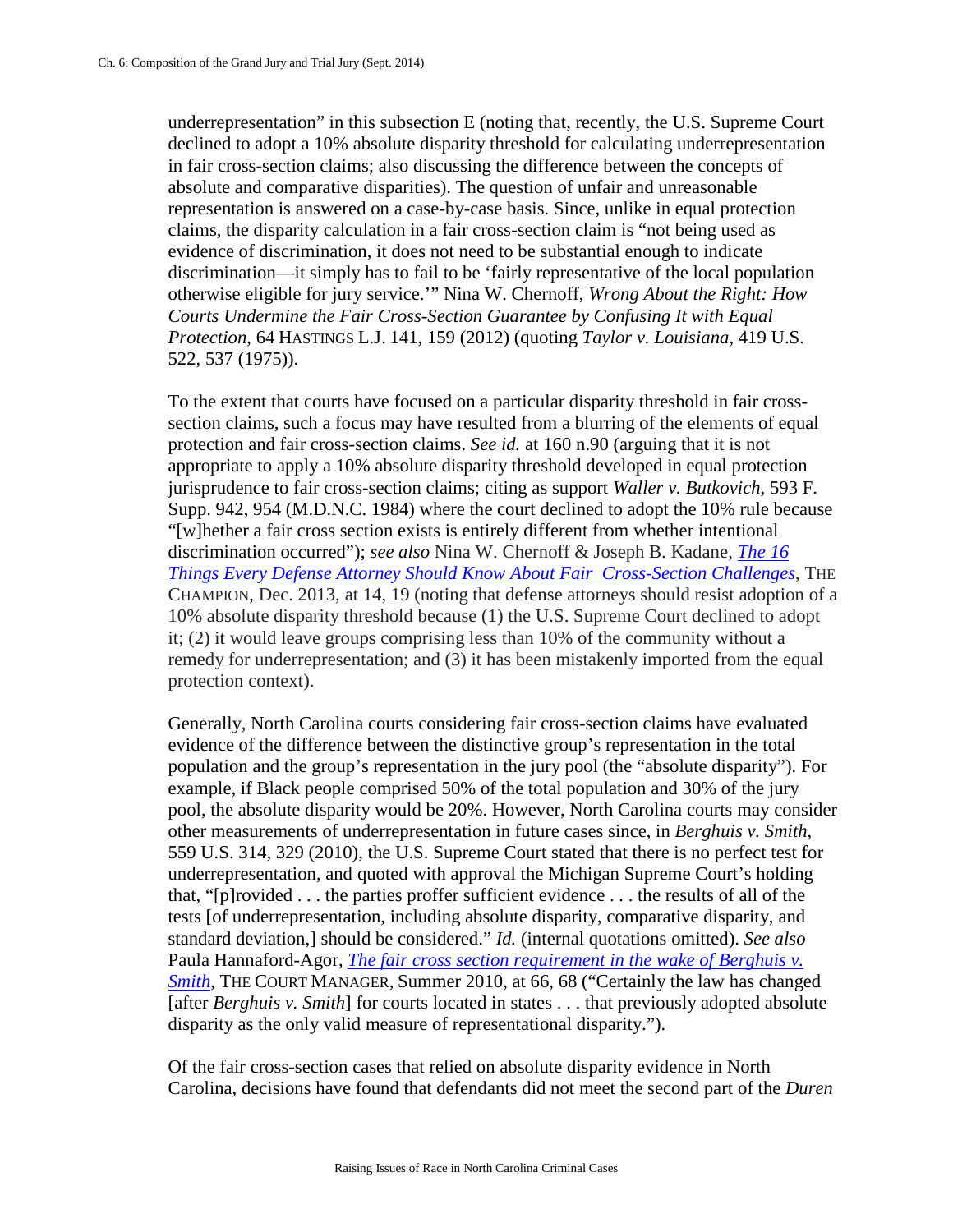underrepresentation" in this subsection E (noting that, recently, the U.S. Supreme Court declined to adopt a 10% absolute disparity threshold for calculating underrepresentation in fair cross-section claims; also discussing the difference between the concepts of absolute and comparative disparities). The question of unfair and unreasonable representation is answered on a case-by-case basis. Since, unlike in equal protection claims, the disparity calculation in a fair cross-section claim is "not being used as evidence of discrimination, it does not need to be substantial enough to indicate discrimination—it simply has to fail to be 'fairly representative of the local population otherwise eligible for jury service.'" Nina W. Chernoff, *Wrong About the Right: How Courts Undermine the Fair Cross-Section Guarantee by Confusing It with Equal Protection*, 64 HASTINGS L.J. 141, 159 (2012) (quoting *Taylor v. Louisiana*, 419 U.S. 522, 537 (1975)).

To the extent that courts have focused on a particular disparity threshold in fair cross-section claims, such a focus may have resulted from a blurring of the elements of equal protection and fair cross-section claims. *See id.* at 160 n.90 (arguing that it is not appropriate to apply a 10% absolute disparity threshold developed in equal protection jurisprudence to fair cross-section claims; citing as support *Waller v. Butkovich*, 593 F. Supp. 942, 954 (M.D.N.C. 1984) where the court declined to adopt the 10% rule because "[w]hether a fair cross section exists is entirely different from whether intentional discrimination occurred"); *see also* Nina W. Chernoff & Joseph B. Kadane, *The 16 Things Every Defense Attorney Should Know About Fair Cross-Section Challenges*, THE CHAMPION, Dec. 2013, at 14, 19 (noting that defense attorneys should resist adoption of a 10% absolute disparity threshold because (1) the U.S. Supreme Court declined to adopt it; (2) it would leave groups comprising less than 10% of the community without a remedy for underrepresentation; and (3) it has been mistakenly imported from the equal protection context).

Generally, North Carolina courts considering fair cross-section claims have evaluated evidence of the difference between the distinctive group's representation in the total population and the group's representation in the jury pool (the "absolute disparity"). For example, if Black people comprised 50% of the total population and 30% of the jury pool, the absolute disparity would be 20%. However, North Carolina courts may consider other measurements of underrepresentation in future cases since, in *Berghuis v. Smith*, 559 U.S. 314, 329 (2010), the U.S. Supreme Court stated that there is no perfect test for underrepresentation, and quoted with approval the Michigan Supreme Court's holding that, "[p]rovided . . . the parties proffer sufficient evidence . . . the results of all of the tests [of underrepresentation, including absolute disparity, comparative disparity, and standard deviation,] should be considered." *Id.* (internal quotations omitted). *See also* Paula Hannaford-Agor, *The fair cross section requirement in the wake of Berghuis v. Smith*, THE COURT MANAGER, Summer 2010, at 66, 68 ("Certainly the law has changed [after *Berghuis v. Smith*] for courts located in states . . . that previously adopted absolute disparity as the only valid measure of representational disparity.").

Of the fair cross-section cases that relied on absolute disparity evidence in North Carolina, decisions have found that defendants did not meet the second part of the *Duren*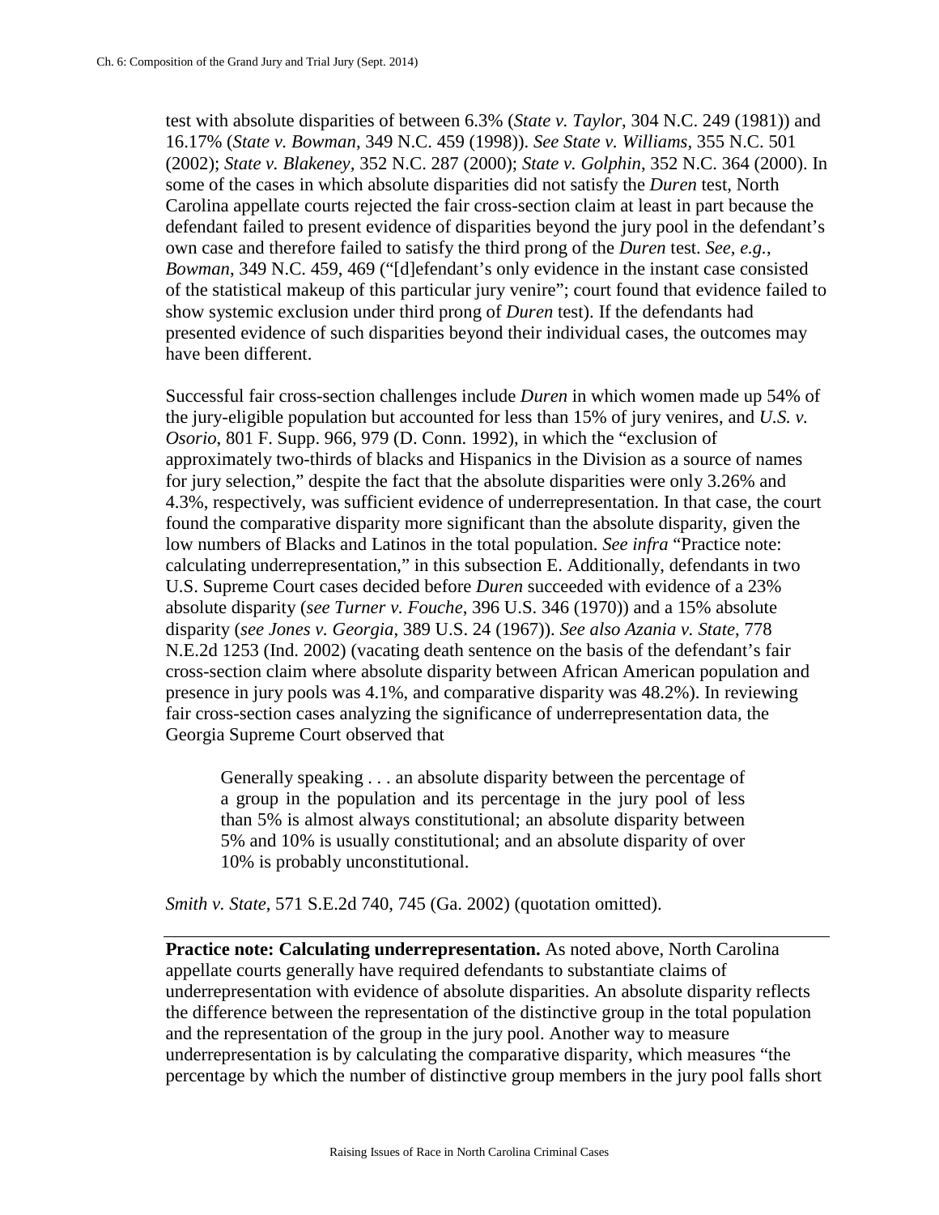test with absolute disparities of between 6.3% (*State v. Taylor*, 304 N.C. 249 (1981)) and 16.17% (*State v. Bowman*, 349 N.C. 459 (1998)). *See State v. Williams*, 355 N.C. 501 (2002); *State v. Blakeney*, 352 N.C. 287 (2000); *State v. Golphin*, 352 N.C. 364 (2000). In some of the cases in which absolute disparities did not satisfy the *Duren* test, North Carolina appellate courts rejected the fair cross-section claim at least in part because the defendant failed to present evidence of disparities beyond the jury pool in the defendant's own case and therefore failed to satisfy the third prong of the *Duren* test. *See, e.g.*, *Bowman*, 349 N.C. 459, 469 ("[d]efendant's only evidence in the instant case consisted of the statistical makeup of this particular jury venire"; court found that evidence failed to show systemic exclusion under third prong of *Duren* test). If the defendants had presented evidence of such disparities beyond their individual cases, the outcomes may have been different.

Successful fair cross-section challenges include *Duren* in which women made up 54% of the jury-eligible population but accounted for less than 15% of jury venires, and *U.S. v. Osorio*, 801 F. Supp. 966, 979 (D. Conn. 1992), in which the "exclusion of approximately two-thirds of blacks and Hispanics in the Division as a source of names for jury selection," despite the fact that the absolute disparities were only 3.26% and 4.3%, respectively, was sufficient evidence of underrepresentation. In that case, the court found the comparative disparity more significant than the absolute disparity, given the low numbers of Blacks and Latinos in the total population. *See infra* "Practice note: calculating underrepresentation," in this subsection E. Additionally, defendants in two U.S. Supreme Court cases decided before *Duren* succeeded with evidence of a 23% absolute disparity (*see Turner v. Fouche*, 396 U.S. 346 (1970)) and a 15% absolute disparity (*see Jones v. Georgia*, 389 U.S. 24 (1967)). *See also Azania v. State*, 778 N.E.2d 1253 (Ind. 2002) (vacating death sentence on the basis of the defendant's fair cross-section claim where absolute disparity between African American population and presence in jury pools was 4.1%, and comparative disparity was 48.2%). In reviewing fair cross-section cases analyzing the significance of underrepresentation data, the Georgia Supreme Court observed that

> Generally speaking . . . an absolute disparity between the percentage of a group in the population and its percentage in the jury pool of less than 5% is almost always constitutional; an absolute disparity between 5% and 10% is usually constitutional; and an absolute disparity of over 10% is probably unconstitutional.

*Smith v. State*, 571 S.E.2d 740, 745 (Ga. 2002) (quotation omitted).

---

**Practice note: Calculating underrepresentation.** As noted above, North Carolina appellate courts generally have required defendants to substantiate claims of underrepresentation with evidence of absolute disparities. An absolute disparity reflects the difference between the representation of the distinctive group in the total population and the representation of the group in the jury pool. Another way to measure underrepresentation is by calculating the comparative disparity, which measures "the percentage by which the number of distinctive group members in the jury pool falls short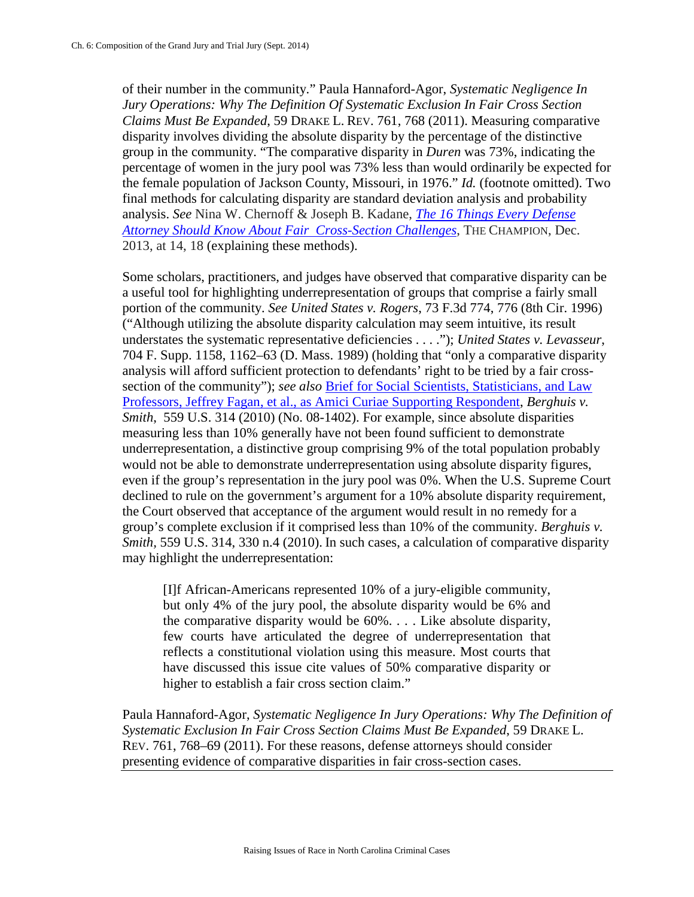of their number in the community." Paula Hannaford-Agor, *Systematic Negligence In Jury Operations: Why The Definition Of Systematic Exclusion In Fair Cross Section Claims Must Be Expanded*, 59 DRAKE L. REV. 761, 768 (2011). Measuring comparative disparity involves dividing the absolute disparity by the percentage of the distinctive group in the community. "The comparative disparity in *Duren* was 73%, indicating the percentage of women in the jury pool was 73% less than would ordinarily be expected for the female population of Jackson County, Missouri, in 1976." *Id.* (footnote omitted). Two final methods for calculating disparity are standard deviation analysis and probability analysis. *See* Nina W. Chernoff & Joseph B. Kadane, *The 16 Things Every Defense Attorney Should Know About Fair Cross-Section Challenges*, THE CHAMPION, Dec. 2013, at 14, 18 (explaining these methods).

Some scholars, practitioners, and judges have observed that comparative disparity can be a useful tool for highlighting underrepresentation of groups that comprise a fairly small portion of the community. *See United States v. Rogers*, 73 F.3d 774, 776 (8th Cir. 1996) ("Although utilizing the absolute disparity calculation may seem intuitive, its result understates the systematic representative deficiencies . . . ."); *United States v. Levasseur*, 704 F. Supp. 1158, 1162–63 (D. Mass. 1989) (holding that "only a comparative disparity analysis will afford sufficient protection to defendants' right to be tried by a fair cross-section of the community"); *see also* Brief for Social Scientists, Statisticians, and Law Professors, Jeffrey Fagan, et al., as Amici Curiae Supporting Respondent, *Berghuis v. Smith*, 559 U.S. 314 (2010) (No. 08-1402). For example, since absolute disparities measuring less than 10% generally have not been found sufficient to demonstrate underrepresentation, a distinctive group comprising 9% of the total population probably would not be able to demonstrate underrepresentation using absolute disparity figures, even if the group's representation in the jury pool was 0%. When the U.S. Supreme Court declined to rule on the government's argument for a 10% absolute disparity requirement, the Court observed that acceptance of the argument would result in no remedy for a group's complete exclusion if it comprised less than 10% of the community. *Berghuis v. Smith*, 559 U.S. 314, 330 n.4 (2010). In such cases, a calculation of comparative disparity may highlight the underrepresentation:

> [I]f African-Americans represented 10% of a jury-eligible community, but only 4% of the jury pool, the absolute disparity would be 6% and the comparative disparity would be 60%. . . . Like absolute disparity, few courts have articulated the degree of underrepresentation that reflects a constitutional violation using this measure. Most courts that have discussed this issue cite values of 50% comparative disparity or higher to establish a fair cross section claim."

Paula Hannaford-Agor, *Systematic Negligence In Jury Operations: Why The Definition of Systematic Exclusion In Fair Cross Section Claims Must Be Expanded*, 59 DRAKE L. REV. 761, 768–69 (2011). For these reasons, defense attorneys should consider presenting evidence of comparative disparities in fair cross-section cases.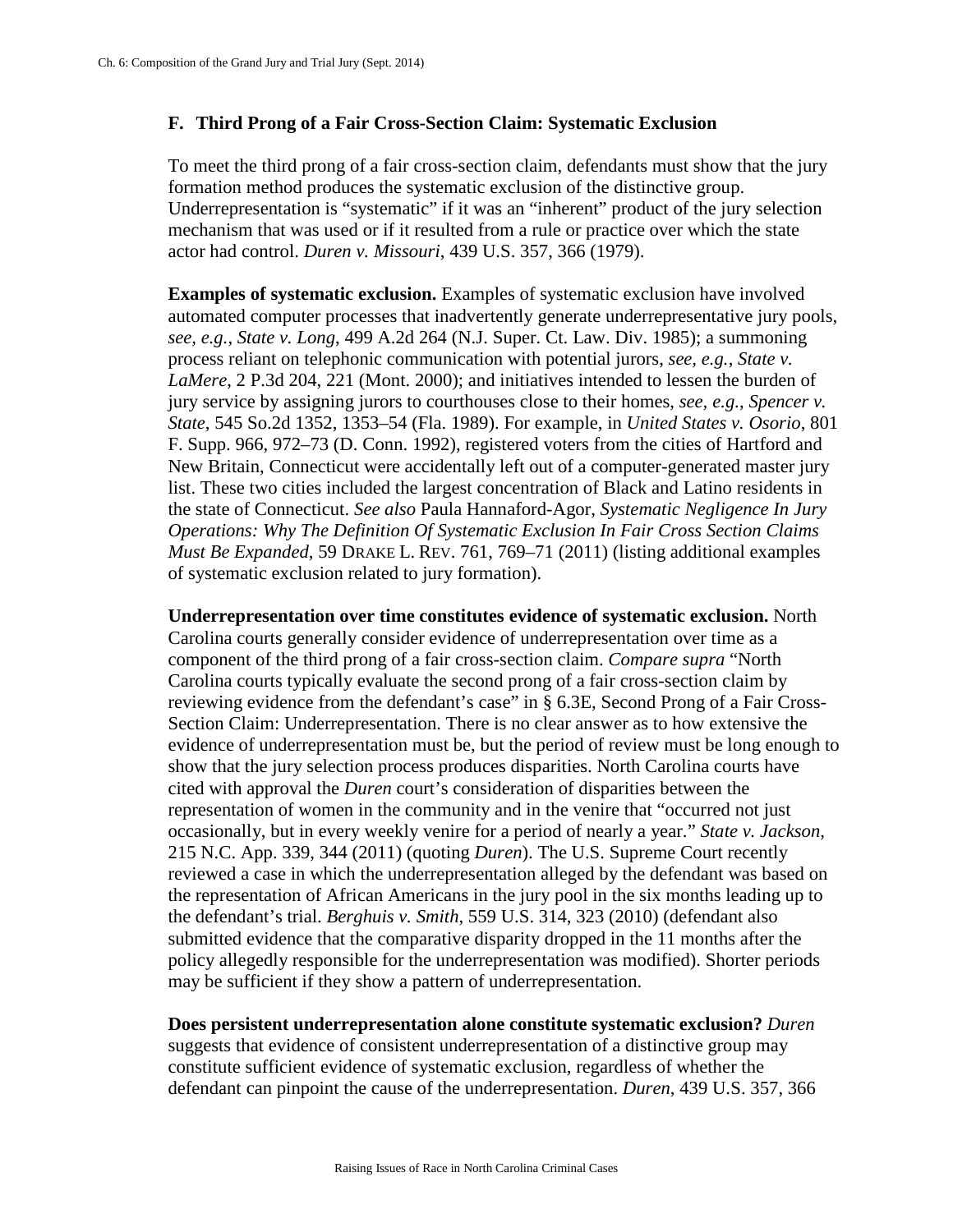## F. Third Prong of a Fair Cross-Section Claim: Systematic Exclusion

To meet the third prong of a fair cross-section claim, defendants must show that the jury formation method produces the systematic exclusion of the distinctive group. Underrepresentation is "systematic" if it was an "inherent" product of the jury selection mechanism that was used or if it resulted from a rule or practice over which the state actor had control. *Duren v. Missouri*, 439 U.S. 357, 366 (1979).

**Examples of systematic exclusion.** Examples of systematic exclusion have involved automated computer processes that inadvertently generate underrepresentative jury pools, *see, e.g.*, *State v. Long*, 499 A.2d 264 (N.J. Super. Ct. Law. Div. 1985); a summoning process reliant on telephonic communication with potential jurors, *see, e.g.*, *State v. LaMere*, 2 P.3d 204, 221 (Mont. 2000); and initiatives intended to lessen the burden of jury service by assigning jurors to courthouses close to their homes, *see, e.g.*, *Spencer v. State*, 545 So.2d 1352, 1353–54 (Fla. 1989). For example, in *United States v. Osorio*, 801 F. Supp. 966, 972–73 (D. Conn. 1992), registered voters from the cities of Hartford and New Britain, Connecticut were accidentally left out of a computer-generated master jury list. These two cities included the largest concentration of Black and Latino residents in the state of Connecticut. *See also* Paula Hannaford-Agor, *Systematic Negligence In Jury Operations: Why The Definition Of Systematic Exclusion In Fair Cross Section Claims Must Be Expanded*, 59 DRAKE L. REV. 761, 769–71 (2011) (listing additional examples of systematic exclusion related to jury formation).

**Underrepresentation over time constitutes evidence of systematic exclusion.** North Carolina courts generally consider evidence of underrepresentation over time as a component of the third prong of a fair cross-section claim. *Compare supra* "North Carolina courts typically evaluate the second prong of a fair cross-section claim by reviewing evidence from the defendant's case" in § 6.3E, Second Prong of a Fair Cross-Section Claim: Underrepresentation. There is no clear answer as to how extensive the evidence of underrepresentation must be, but the period of review must be long enough to show that the jury selection process produces disparities. North Carolina courts have cited with approval the *Duren* court's consideration of disparities between the representation of women in the community and in the venire that "occurred not just occasionally, but in every weekly venire for a period of nearly a year." *State v. Jackson*, 215 N.C. App. 339, 344 (2011) (quoting *Duren*). The U.S. Supreme Court recently reviewed a case in which the underrepresentation alleged by the defendant was based on the representation of African Americans in the jury pool in the six months leading up to the defendant's trial. *Berghuis v. Smith*, 559 U.S. 314, 323 (2010) (defendant also submitted evidence that the comparative disparity dropped in the 11 months after the policy allegedly responsible for the underrepresentation was modified). Shorter periods may be sufficient if they show a pattern of underrepresentation.

**Does persistent underrepresentation alone constitute systematic exclusion?** *Duren* suggests that evidence of consistent underrepresentation of a distinctive group may constitute sufficient evidence of systematic exclusion, regardless of whether the defendant can pinpoint the cause of the underrepresentation. *Duren*, 439 U.S. 357, 366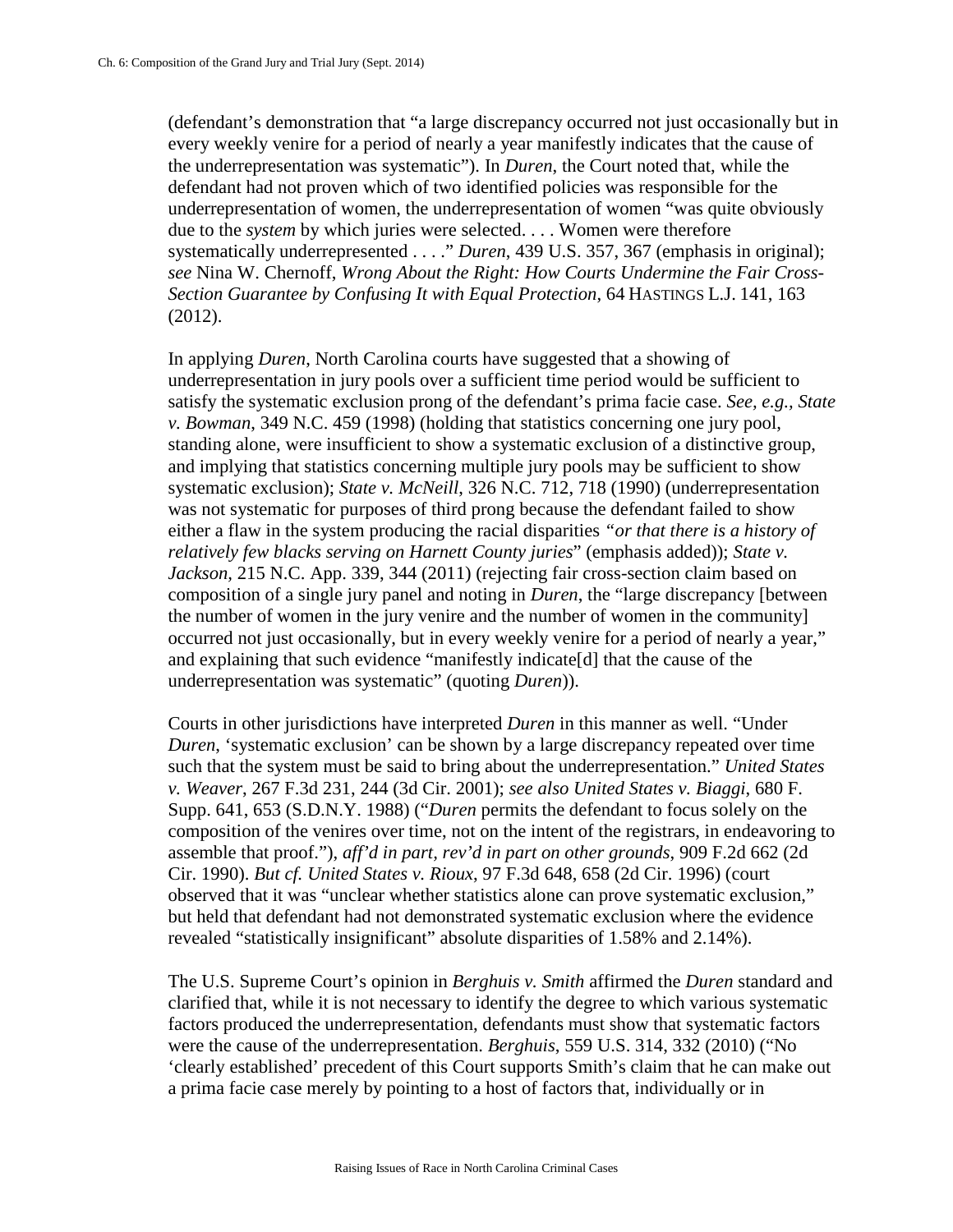(defendant's demonstration that "a large discrepancy occurred not just occasionally but in every weekly venire for a period of nearly a year manifestly indicates that the cause of the underrepresentation was systematic"). In *Duren*, the Court noted that, while the defendant had not proven which of two identified policies was responsible for the underrepresentation of women, the underrepresentation of women "was quite obviously due to the *system* by which juries were selected. . . . Women were therefore systematically underrepresented . . . ." *Duren*, 439 U.S. 357, 367 (emphasis in original); *see* Nina W. Chernoff, *Wrong About the Right: How Courts Undermine the Fair Cross-Section Guarantee by Confusing It with Equal Protection*, 64 HASTINGS L.J. 141, 163 (2012).

In applying *Duren*, North Carolina courts have suggested that a showing of underrepresentation in jury pools over a sufficient time period would be sufficient to satisfy the systematic exclusion prong of the defendant's prima facie case. *See, e.g., State v. Bowman*, 349 N.C. 459 (1998) (holding that statistics concerning one jury pool, standing alone, were insufficient to show a systematic exclusion of a distinctive group, and implying that statistics concerning multiple jury pools may be sufficient to show systematic exclusion); *State v. McNeill*, 326 N.C. 712, 718 (1990) (underrepresentation was not systematic for purposes of third prong because the defendant failed to show either a flaw in the system producing the racial disparities *"or that there is a history of relatively few blacks serving on Harnett County juries*" (emphasis added)); *State v. Jackson*, 215 N.C. App. 339, 344 (2011) (rejecting fair cross-section claim based on composition of a single jury panel and noting in *Duren*, the "large discrepancy [between the number of women in the jury venire and the number of women in the community] occurred not just occasionally, but in every weekly venire for a period of nearly a year," and explaining that such evidence "manifestly indicate[d] that the cause of the underrepresentation was systematic" (quoting *Duren*)).

Courts in other jurisdictions have interpreted *Duren* in this manner as well. "Under *Duren*, 'systematic exclusion' can be shown by a large discrepancy repeated over time such that the system must be said to bring about the underrepresentation." *United States v. Weaver*, 267 F.3d 231, 244 (3d Cir. 2001); *see also United States v. Biaggi*, 680 F. Supp. 641, 653 (S.D.N.Y. 1988) ("*Duren* permits the defendant to focus solely on the composition of the venires over time, not on the intent of the registrars, in endeavoring to assemble that proof."), *aff'd in part, rev'd in part on other grounds*, 909 F.2d 662 (2d Cir. 1990). *But cf. United States v. Rioux*, 97 F.3d 648, 658 (2d Cir. 1996) (court observed that it was "unclear whether statistics alone can prove systematic exclusion," but held that defendant had not demonstrated systematic exclusion where the evidence revealed "statistically insignificant" absolute disparities of 1.58% and 2.14%).

The U.S. Supreme Court's opinion in *Berghuis v. Smith* affirmed the *Duren* standard and clarified that, while it is not necessary to identify the degree to which various systematic factors produced the underrepresentation, defendants must show that systematic factors were the cause of the underrepresentation. *Berghuis*, 559 U.S. 314, 332 (2010) ("No 'clearly established' precedent of this Court supports Smith's claim that he can make out a prima facie case merely by pointing to a host of factors that, individually or in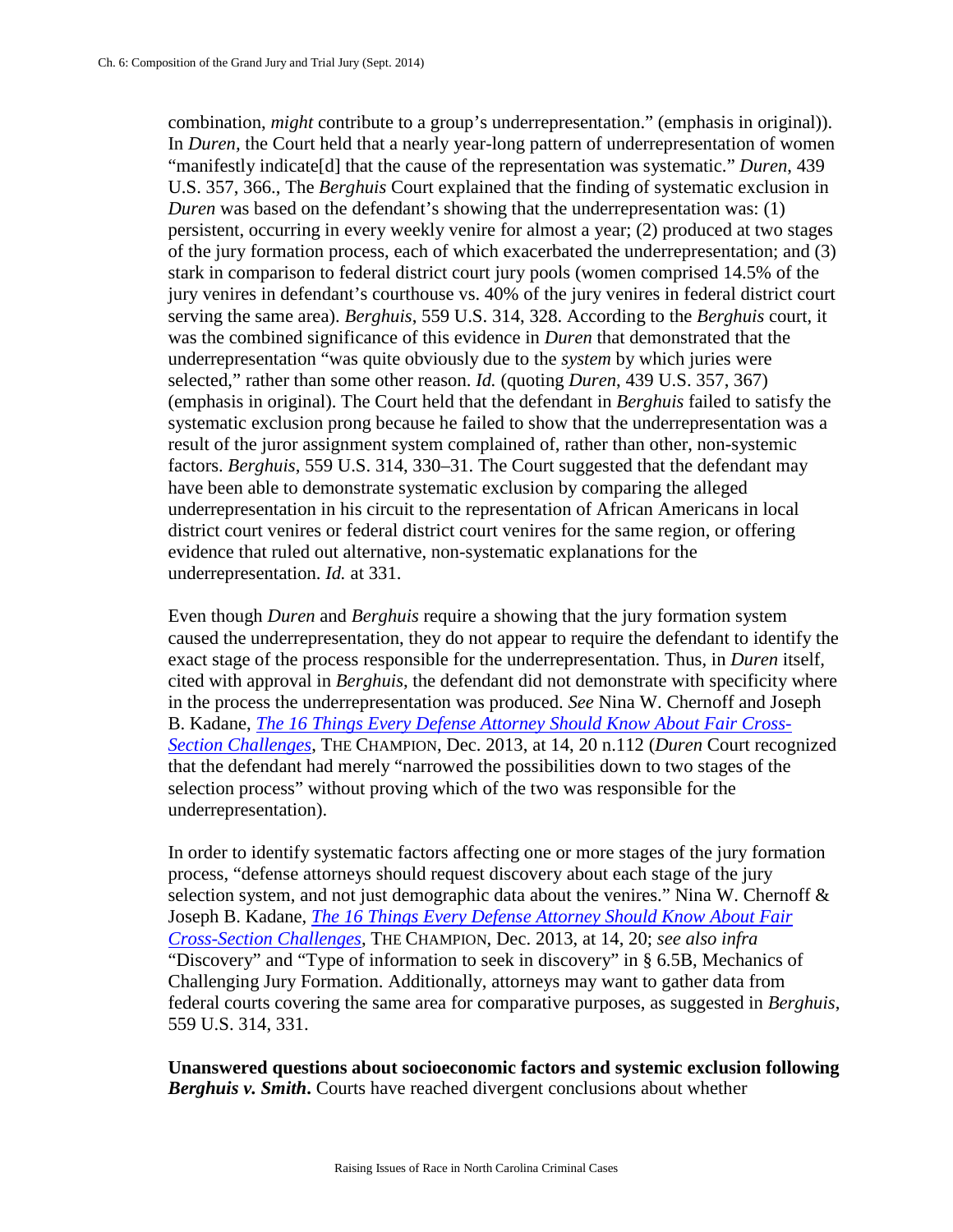combination, *might* contribute to a group's underrepresentation." (emphasis in original)). In *Duren,* the Court held that a nearly year-long pattern of underrepresentation of women "manifestly indicate[d] that the cause of the representation was systematic." *Duren*, 439 U.S. 357, 366., The *Berghuis* Court explained that the finding of systematic exclusion in *Duren* was based on the defendant's showing that the underrepresentation was: (1) persistent, occurring in every weekly venire for almost a year; (2) produced at two stages of the jury formation process, each of which exacerbated the underrepresentation; and (3) stark in comparison to federal district court jury pools (women comprised 14.5% of the jury venires in defendant's courthouse vs. 40% of the jury venires in federal district court serving the same area). *Berghuis*, 559 U.S. 314, 328. According to the *Berghuis* court, it was the combined significance of this evidence in *Duren* that demonstrated that the underrepresentation "was quite obviously due to the *system* by which juries were selected," rather than some other reason. *Id.* (quoting *Duren*, 439 U.S. 357, 367) (emphasis in original). The Court held that the defendant in *Berghuis* failed to satisfy the systematic exclusion prong because he failed to show that the underrepresentation was a result of the juror assignment system complained of, rather than other, non-systemic factors. *Berghuis*, 559 U.S. 314, 330–31. The Court suggested that the defendant may have been able to demonstrate systematic exclusion by comparing the alleged underrepresentation in his circuit to the representation of African Americans in local district court venires or federal district court venires for the same region, or offering evidence that ruled out alternative, non-systematic explanations for the underrepresentation. *Id.* at 331.

Even though *Duren* and *Berghuis* require a showing that the jury formation system caused the underrepresentation, they do not appear to require the defendant to identify the exact stage of the process responsible for the underrepresentation. Thus, in *Duren* itself, cited with approval in *Berghuis*, the defendant did not demonstrate with specificity where in the process the underrepresentation was produced. *See* Nina W. Chernoff and Joseph B. Kadane, *The 16 Things Every Defense Attorney Should Know About Fair Cross-Section Challenges*, THE CHAMPION, Dec. 2013, at 14, 20 n.112 (*Duren* Court recognized that the defendant had merely "narrowed the possibilities down to two stages of the selection process" without proving which of the two was responsible for the underrepresentation).

In order to identify systematic factors affecting one or more stages of the jury formation process, "defense attorneys should request discovery about each stage of the jury selection system, and not just demographic data about the venires." Nina W. Chernoff & Joseph B. Kadane, *The 16 Things Every Defense Attorney Should Know About Fair Cross-Section Challenges*, THE CHAMPION, Dec. 2013, at 14, 20; *see also infra* "Discovery" and "Type of information to seek in discovery" in § 6.5B, Mechanics of Challenging Jury Formation. Additionally, attorneys may want to gather data from federal courts covering the same area for comparative purposes, as suggested in *Berghuis*, 559 U.S. 314, 331.

**Unanswered questions about socioeconomic factors and systemic exclusion following *Berghuis v. Smith*.** Courts have reached divergent conclusions about whether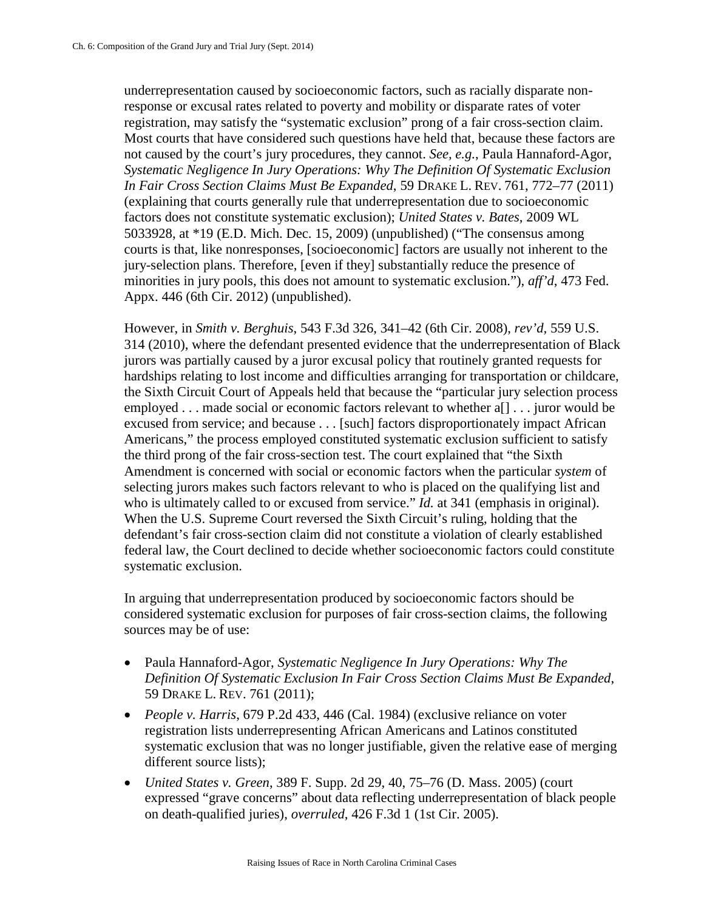underrepresentation caused by socioeconomic factors, such as racially disparate non-response or excusal rates related to poverty and mobility or disparate rates of voter registration, may satisfy the "systematic exclusion" prong of a fair cross-section claim. Most courts that have considered such questions have held that, because these factors are not caused by the court's jury procedures, they cannot. *See, e.g.*, Paula Hannaford-Agor, *Systematic Negligence In Jury Operations: Why The Definition Of Systematic Exclusion In Fair Cross Section Claims Must Be Expanded*, 59 DRAKE L. REV. 761, 772–77 (2011) (explaining that courts generally rule that underrepresentation due to socioeconomic factors does not constitute systematic exclusion); *United States v. Bates*, 2009 WL 5033928, at *19 (E.D. Mich. Dec. 15, 2009) (unpublished) ("The consensus among courts is that, like nonresponses, [socioeconomic] factors are usually not inherent to the jury-selection plans. Therefore, [even if they] substantially reduce the presence of minorities in jury pools, this does not amount to systematic exclusion."), *aff'd*, 473 Fed. Appx. 446 (6th Cir. 2012) (unpublished).

However, in *Smith v. Berghuis*, 543 F.3d 326, 341–42 (6th Cir. 2008), *rev'd*, 559 U.S. 314 (2010), where the defendant presented evidence that the underrepresentation of Black jurors was partially caused by a juror excusal policy that routinely granted requests for hardships relating to lost income and difficulties arranging for transportation or childcare, the Sixth Circuit Court of Appeals held that because the "particular jury selection process employed . . . made social or economic factors relevant to whether a[] . . . juror would be excused from service; and because . . . [such] factors disproportionately impact African Americans," the process employed constituted systematic exclusion sufficient to satisfy the third prong of the fair cross-section test. The court explained that "the Sixth Amendment is concerned with social or economic factors when the particular *system* of selecting jurors makes such factors relevant to who is placed on the qualifying list and who is ultimately called to or excused from service." *Id.* at 341 (emphasis in original). When the U.S. Supreme Court reversed the Sixth Circuit's ruling, holding that the defendant's fair cross-section claim did not constitute a violation of clearly established federal law, the Court declined to decide whether socioeconomic factors could constitute systematic exclusion.

In arguing that underrepresentation produced by socioeconomic factors should be considered systematic exclusion for purposes of fair cross-section claims, the following sources may be of use:

- Paula Hannaford-Agor, *Systematic Negligence In Jury Operations: Why The Definition Of Systematic Exclusion In Fair Cross Section Claims Must Be Expanded*, 59 DRAKE L. REV. 761 (2011);
- *People v. Harris*, 679 P.2d 433, 446 (Cal. 1984) (exclusive reliance on voter registration lists underrepresenting African Americans and Latinos constituted systematic exclusion that was no longer justifiable, given the relative ease of merging different source lists);
- *United States v. Green*, 389 F. Supp. 2d 29, 40, 75–76 (D. Mass. 2005) (court expressed "grave concerns" about data reflecting underrepresentation of black people on death-qualified juries), *overruled*, 426 F.3d 1 (1st Cir. 2005).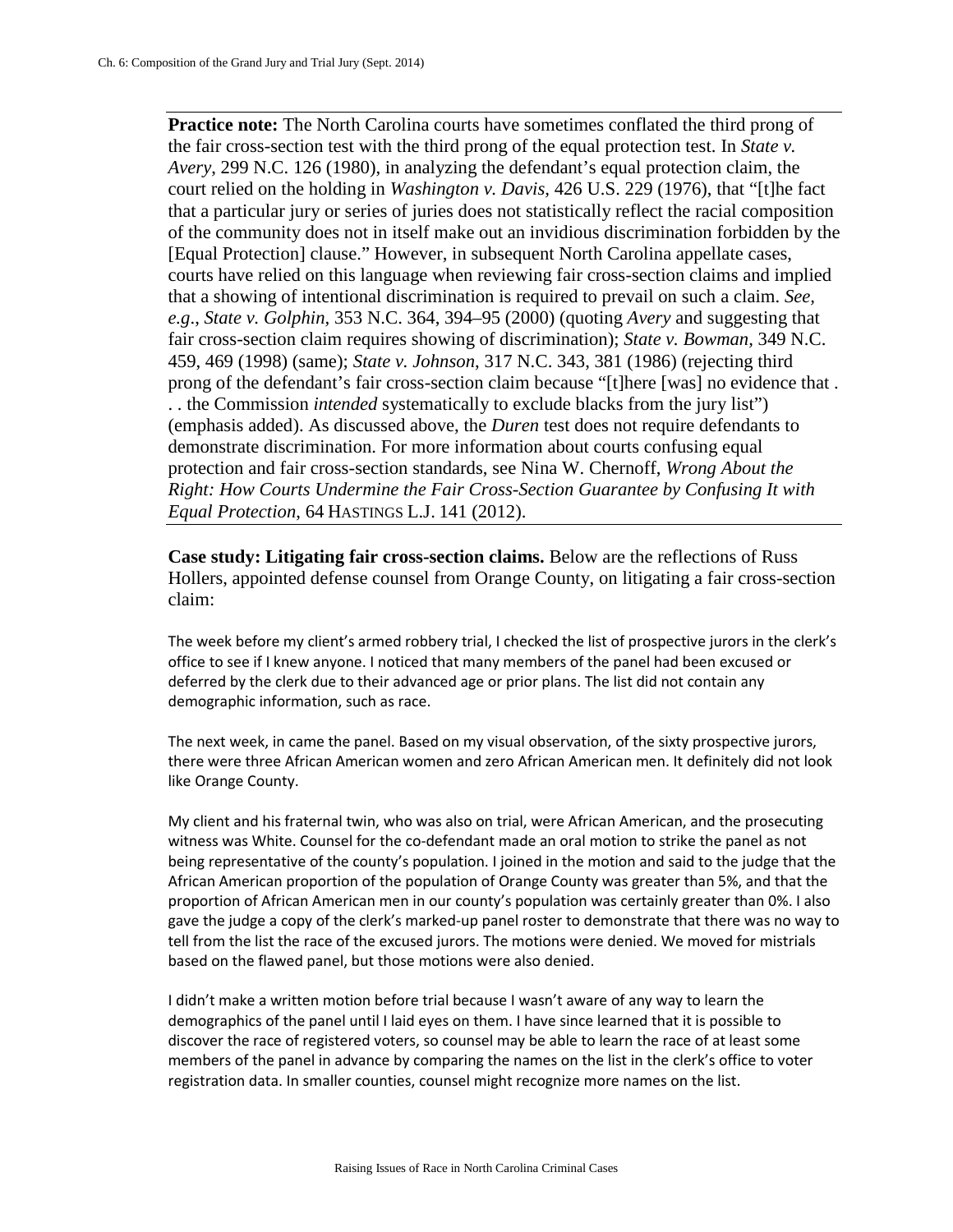**Practice note:** The North Carolina courts have sometimes conflated the third prong of the fair cross-section test with the third prong of the equal protection test. In *State v. Avery*, 299 N.C. 126 (1980), in analyzing the defendant's equal protection claim, the court relied on the holding in *Washington v. Davis*, 426 U.S. 229 (1976), that "[t]he fact that a particular jury or series of juries does not statistically reflect the racial composition of the community does not in itself make out an invidious discrimination forbidden by the [Equal Protection] clause." However, in subsequent North Carolina appellate cases, courts have relied on this language when reviewing fair cross-section claims and implied that a showing of intentional discrimination is required to prevail on such a claim. *See, e.g.*, *State v. Golphin*, 353 N.C. 364, 394–95 (2000) (quoting *Avery* and suggesting that fair cross-section claim requires showing of discrimination); *State v. Bowman*, 349 N.C. 459, 469 (1998) (same); *State v. Johnson*, 317 N.C. 343, 381 (1986) (rejecting third prong of the defendant's fair cross-section claim because "[t]here [was] no evidence that . . . the Commission *intended* systematically to exclude blacks from the jury list") (emphasis added). As discussed above, the *Duren* test does not require defendants to demonstrate discrimination. For more information about courts confusing equal protection and fair cross-section standards, see Nina W. Chernoff, *Wrong About the Right: How Courts Undermine the Fair Cross-Section Guarantee by Confusing It with Equal Protection*, 64 HASTINGS L.J. 141 (2012).

**Case study: Litigating fair cross-section claims.** Below are the reflections of Russ Hollers, appointed defense counsel from Orange County, on litigating a fair cross-section claim:

The week before my client's armed robbery trial, I checked the list of prospective jurors in the clerk's office to see if I knew anyone. I noticed that many members of the panel had been excused or deferred by the clerk due to their advanced age or prior plans. The list did not contain any demographic information, such as race.

The next week, in came the panel. Based on my visual observation, of the sixty prospective jurors, there were three African American women and zero African American men. It definitely did not look like Orange County.

My client and his fraternal twin, who was also on trial, were African American, and the prosecuting witness was White. Counsel for the co-defendant made an oral motion to strike the panel as not being representative of the county's population. I joined in the motion and said to the judge that the African American proportion of the population of Orange County was greater than 5%, and that the proportion of African American men in our county's population was certainly greater than 0%. I also gave the judge a copy of the clerk's marked-up panel roster to demonstrate that there was no way to tell from the list the race of the excused jurors. The motions were denied. We moved for mistrials based on the flawed panel, but those motions were also denied.

I didn't make a written motion before trial because I wasn't aware of any way to learn the demographics of the panel until I laid eyes on them. I have since learned that it is possible to discover the race of registered voters, so counsel may be able to learn the race of at least some members of the panel in advance by comparing the names on the list in the clerk's office to voter registration data. In smaller counties, counsel might recognize more names on the list.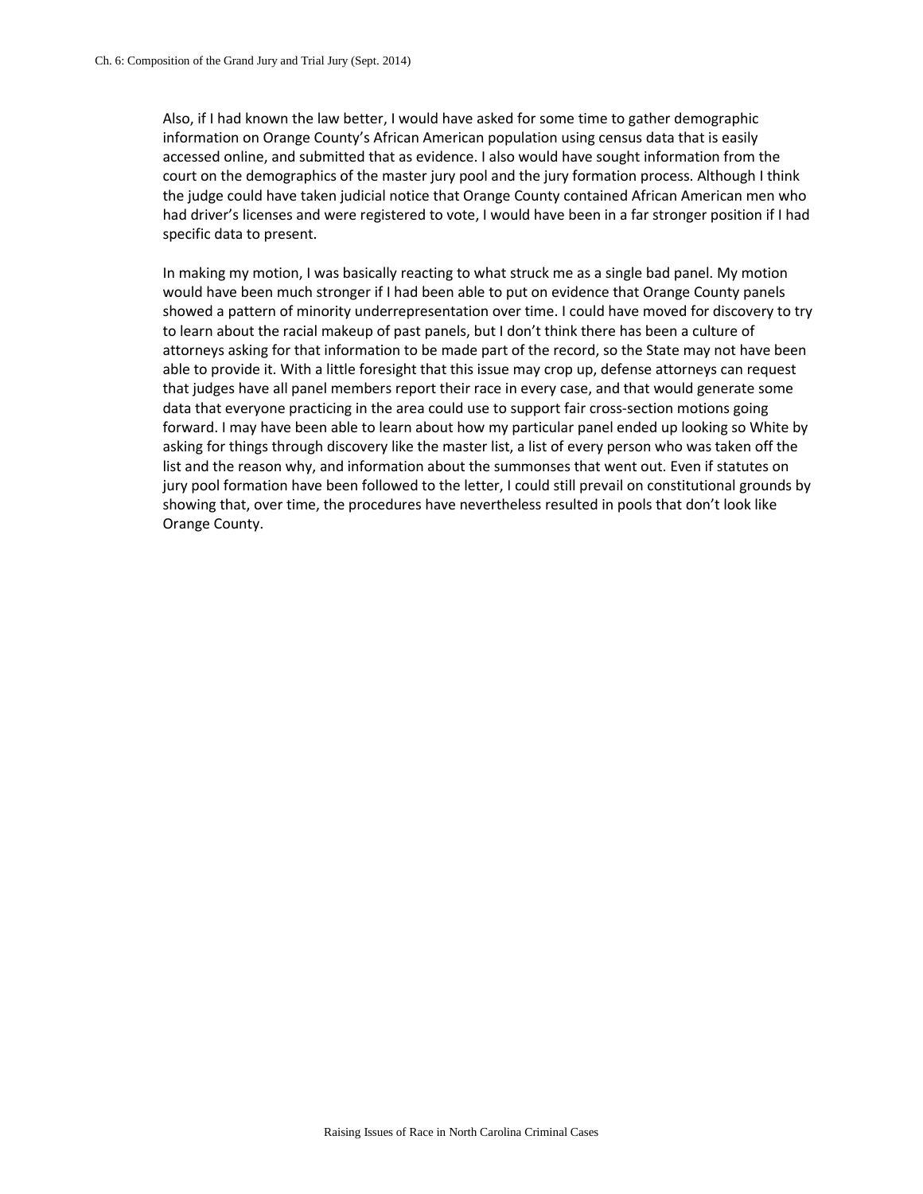Also, if I had known the law better, I would have asked for some time to gather demographic information on Orange County's African American population using census data that is easily accessed online, and submitted that as evidence. I also would have sought information from the court on the demographics of the master jury pool and the jury formation process. Although I think the judge could have taken judicial notice that Orange County contained African American men who had driver's licenses and were registered to vote, I would have been in a far stronger position if I had specific data to present.

In making my motion, I was basically reacting to what struck me as a single bad panel. My motion would have been much stronger if I had been able to put on evidence that Orange County panels showed a pattern of minority underrepresentation over time. I could have moved for discovery to try to learn about the racial makeup of past panels, but I don't think there has been a culture of attorneys asking for that information to be made part of the record, so the State may not have been able to provide it. With a little foresight that this issue may crop up, defense attorneys can request that judges have all panel members report their race in every case, and that would generate some data that everyone practicing in the area could use to support fair cross-section motions going forward. I may have been able to learn about how my particular panel ended up looking so White by asking for things through discovery like the master list, a list of every person who was taken off the list and the reason why, and information about the summonses that went out. Even if statutes on jury pool formation have been followed to the letter, I could still prevail on constitutional grounds by showing that, over time, the procedures have nevertheless resulted in pools that don't look like Orange County.